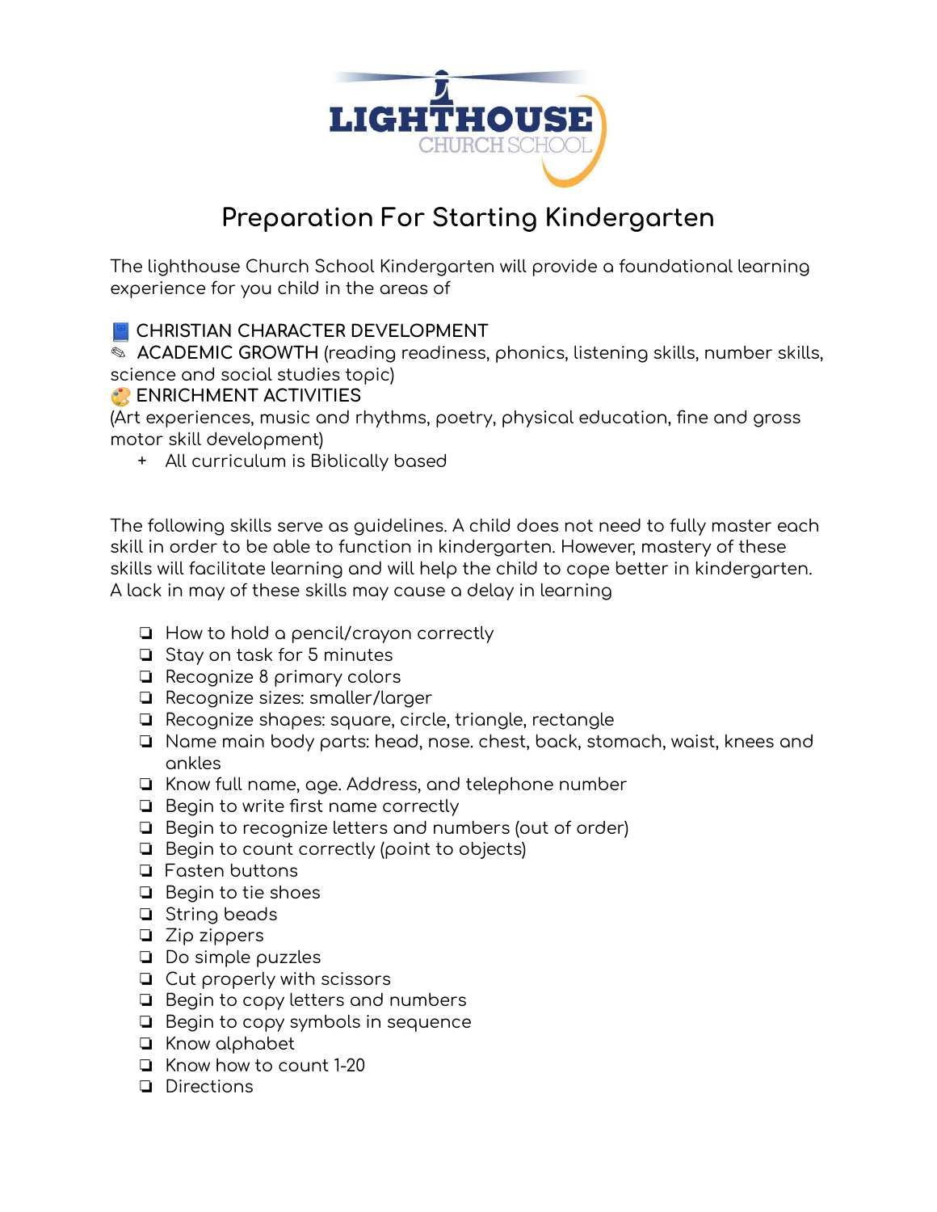# Preparation For Starting Kindergarten

The lighthouse Church School Kindergarten will provide a foundational learning experience for you child in the areas of

📘 CHRISTIAN CHARACTER DEVELOPMENT
✎ ACADEMIC GROWTH (reading readiness, phonics, listening skills, number skills, science and social studies topic)
🎨 ENRICHMENT ACTIVITIES
(Art experiences, music and rhythms, poetry, physical education, fine and gross motor skill development)

- All curriculum is Biblically based

The following skills serve as guidelines. A child does not need to fully master each skill in order to be able to function in kindergarten. However, mastery of these skills will facilitate learning and will help the child to cope better in kindergarten. A lack in may of these skills may cause a delay in learning

- ❏ How to hold a pencil/crayon correctly
- ❏ Stay on task for 5 minutes
- ❏ Recognize 8 primary colors
- ❏ Recognize sizes: smaller/larger
- ❏ Recognize shapes: square, circle, triangle, rectangle
- ❏ Name main body parts: head, nose. chest, back, stomach, waist, knees and ankles
- ❏ Know full name, age. Address, and telephone number
- ❏ Begin to write first name correctly
- ❏ Begin to recognize letters and numbers (out of order)
- ❏ Begin to count correctly (point to objects)
- ❏ Fasten buttons
- ❏ Begin to tie shoes
- ❏ String beads
- ❏ Zip zippers
- ❏ Do simple puzzles
- ❏ Cut properly with scissors
- ❏ Begin to copy letters and numbers
- ❏ Begin to copy symbols in sequence
- ❏ Know alphabet
- ❏ Know how to count 1-20
- ❏ Directions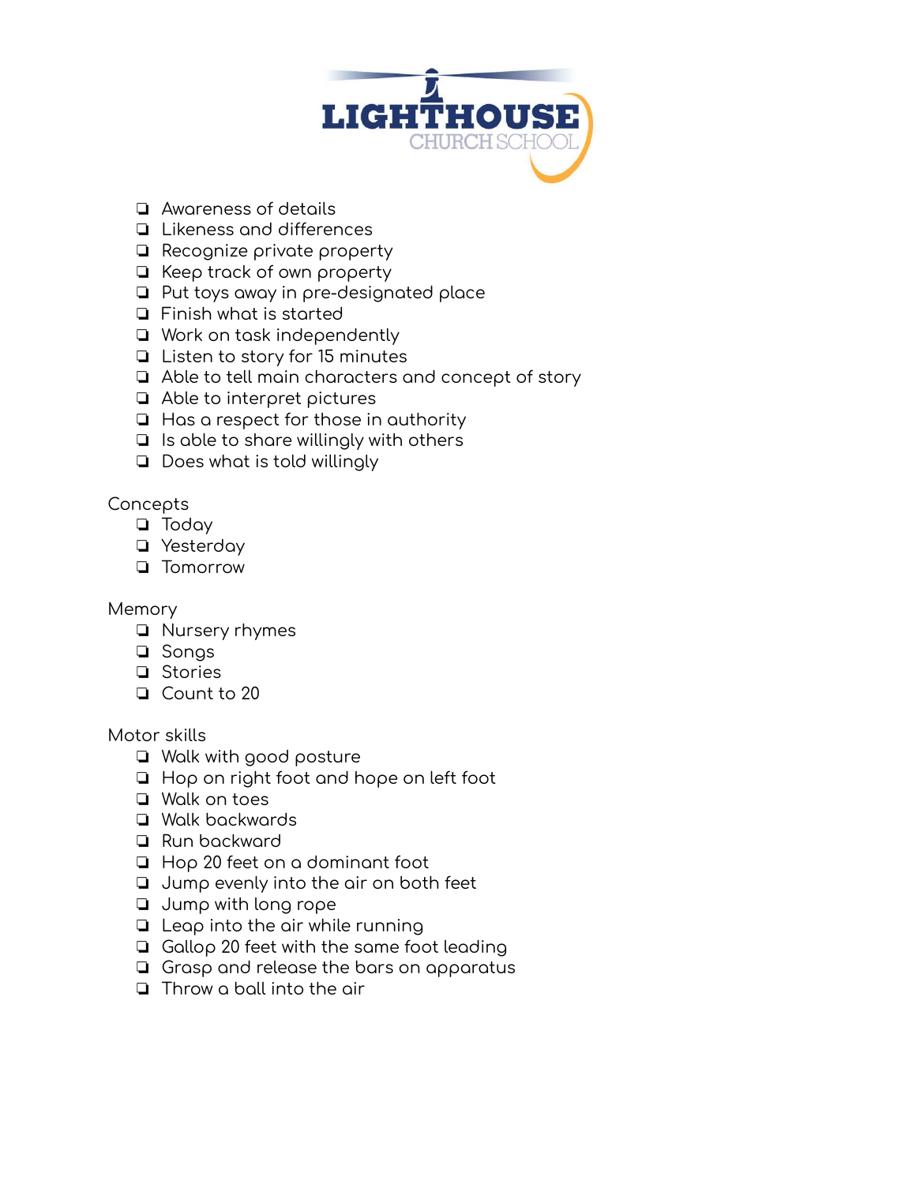LIGHTHOUSE CHURCH SCHOOL

- ❏ Awareness of details
- ❏ Likeness and differences
- ❏ Recognize private property
- ❏ Keep track of own property
- ❏ Put toys away in pre-designated place
- ❏ Finish what is started
- ❏ Work on task independently
- ❏ Listen to story for 15 minutes
- ❏ Able to tell main characters and concept of story
- ❏ Able to interpret pictures
- ❏ Has a respect for those in authority
- ❏ Is able to share willingly with others
- ❏ Does what is told willingly

Concepts
- ❏ Today
- ❏ Yesterday
- ❏ Tomorrow

Memory
- ❏ Nursery rhymes
- ❏ Songs
- ❏ Stories
- ❏ Count to 20

Motor skills
- ❏ Walk with good posture
- ❏ Hop on right foot and hope on left foot
- ❏ Walk on toes
- ❏ Walk backwards
- ❏ Run backward
- ❏ Hop 20 feet on a dominant foot
- ❏ Jump evenly into the air on both feet
- ❏ Jump with long rope
- ❏ Leap into the air while running
- ❏ Gallop 20 feet with the same foot leading
- ❏ Grasp and release the bars on apparatus
- ❏ Throw a ball into the air